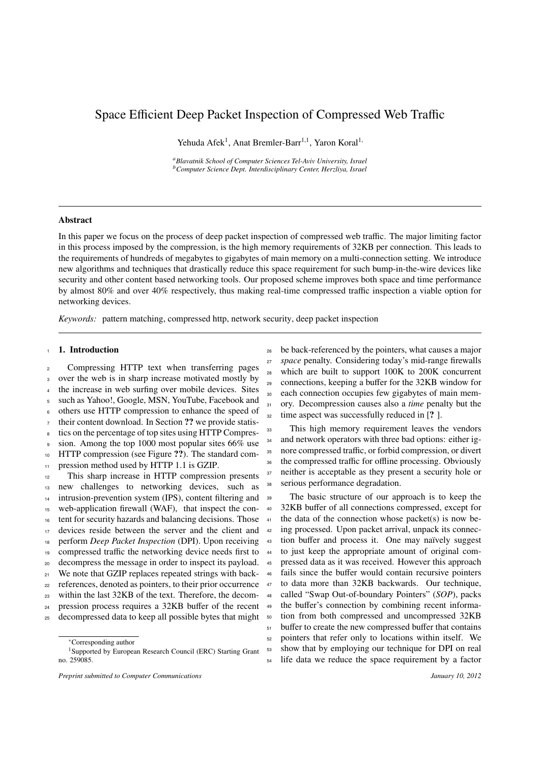# Space Efficient Deep Packet Inspection of Compressed Web Traffic

Yehuda Afek[1], Anat Bremler-Barr[1,1], Yaron Koral[1,]

[a]Blavatnik School of Computer Sciences Tel-Aviv University, Israel
[b]Computer Science Dept. Interdisciplinary Center, Herzliya, Israel

---

## Abstract

In this paper we focus on the process of deep packet inspection of compressed web traffic. The major limiting factor in this process imposed by the compression, is the high memory requirements of 32KB per connection. This leads to the requirements of hundreds of megabytes to gigabytes of main memory on a multi-connection setting. We introduce new algorithms and techniques that drastically reduce this space requirement for such bump-in-the-wire devices like security and other content based networking tools. Our proposed scheme improves both space and time performance by almost 80% and over 40% respectively, thus making real-time compressed traffic inspection a viable option for networking devices.

*Keywords:* pattern matching, compressed http, network security, deep packet inspection

---

## 1. Introduction

Compressing HTTP text when transferring pages over the web is in sharp increase motivated mostly by the increase in web surfing over mobile devices. Sites such as Yahoo!, Google, MSN, YouTube, Facebook and others use HTTP compression to enhance the speed of their content download. In Section **??** we provide statistics on the percentage of top sites using HTTP Compression. Among the top 1000 most popular sites 66% use HTTP compression (see Figure **??**). The standard compression method used by HTTP 1.1 is GZIP.

This sharp increase in HTTP compression presents new challenges to networking devices, such as intrusion-prevention system (IPS), content filtering and web-application firewall (WAF), that inspect the content for security hazards and balancing decisions. Those devices reside between the server and the client and perform *Deep Packet Inspection* (DPI). Upon receiving compressed traffic the networking device needs first to decompress the message in order to inspect its payload. We note that GZIP replaces repeated strings with back-references, denoted as pointers, to their prior occurrence within the last 32KB of the text. Therefore, the decompression process requires a 32KB buffer of the recent decompressed data to keep all possible bytes that might be back-referenced by the pointers, what causes a major *space* penalty. Considering today's mid-range firewalls which are built to support 100K to 200K concurrent connections, keeping a buffer for the 32KB window for each connection occupies few gigabytes of main memory. Decompression causes also a *time* penalty but the time aspect was successfully reduced in [**?** ].

This high memory requirement leaves the vendors and network operators with three bad options: either ignore compressed traffic, or forbid compression, or divert the compressed traffic for offline processing. Obviously neither is acceptable as they present a security hole or serious performance degradation.

The basic structure of our approach is to keep the 32KB buffer of all connections compressed, except for the data of the connection whose packet(s) is now being processed. Upon packet arrival, unpack its connection buffer and process it. One may naïvely suggest to just keep the appropriate amount of original compressed data as it was received. However this approach fails since the buffer would contain recursive pointers to data more than 32KB backwards. Our technique, called "Swap Out-of-boundary Pointers" (*SOP*), packs the buffer's connection by combining recent information from both compressed and uncompressed 32KB buffer to create the new compressed buffer that contains pointers that refer only to locations within itself. We show that by employing our technique for DPI on real life data we reduce the space requirement by a factor

---

*Corresponding author

[1]Supported by European Research Council (ERC) Starting Grant no. 259085.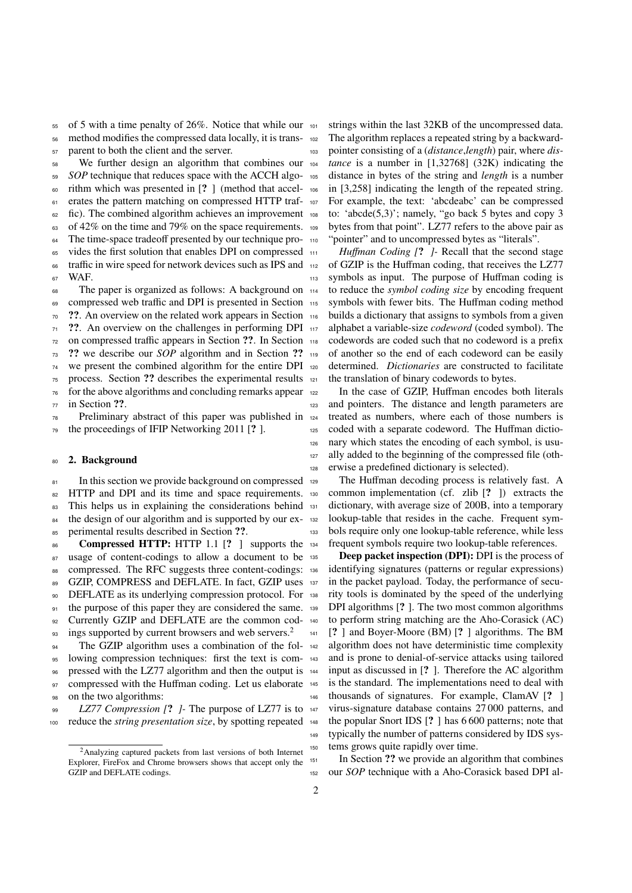of 5 with a time penalty of 26%. Notice that while our method modifies the compressed data locally, it is transparent to both the client and the server.

We further design an algorithm that combines our *SOP* technique that reduces space with the ACCH algorithm which was presented in [? ] (method that accelerates the pattern matching on compressed HTTP traffic). The combined algorithm achieves an improvement of 42% on the time and 79% on the space requirements. The time-space tradeoff presented by our technique provides the first solution that enables DPI on compressed traffic in wire speed for network devices such as IPS and WAF.

The paper is organized as follows: A background on compressed web traffic and DPI is presented in Section **??**. An overview on the related work appears in Section **??**. An overview on the challenges in performing DPI on compressed traffic appears in Section **??**. In Section **??** we describe our *SOP* algorithm and in Section **??** we present the combined algorithm for the entire DPI process. Section **??** describes the experimental results for the above algorithms and concluding remarks appear in Section **??**.

Preliminary abstract of this paper was published in the proceedings of IFIP Networking 2011 [? ].

## 2. Background

In this section we provide background on compressed HTTP and DPI and its time and space requirements. This helps us in explaining the considerations behind the design of our algorithm and is supported by our experimental results described in Section **??**.

**Compressed HTTP:** HTTP 1.1 [? ] supports the usage of content-codings to allow a document to be compressed. The RFC suggests three content-codings: GZIP, COMPRESS and DEFLATE. In fact, GZIP uses DEFLATE as its underlying compression protocol. For the purpose of this paper they are considered the same. Currently GZIP and DEFLATE are the common codings supported by current browsers and web servers.[2]

The GZIP algorithm uses a combination of the following compression techniques: first the text is compressed with the LZ77 algorithm and then the output is compressed with the Huffman coding. Let us elaborate on the two algorithms:

*LZ77 Compression [? ]-* The purpose of LZ77 is to reduce the *string presentation size*, by spotting repeated strings within the last 32KB of the uncompressed data. The algorithm replaces a repeated string by a backward-pointer consisting of a (*distance*,*length*) pair, where *distance* is a number in [1,32768] (32K) indicating the distance in bytes of the string and *length* is a number in [3,258] indicating the length of the repeated string. For example, the text: 'abcdeabc' can be compressed to: 'abcde(5,3)'; namely, "go back 5 bytes and copy 3 bytes from that point". LZ77 refers to the above pair as "pointer" and to uncompressed bytes as "literals".

*Huffman Coding [? ]-* Recall that the second stage of GZIP is the Huffman coding, that receives the LZ77 symbols as input. The purpose of Huffman coding is to reduce the *symbol coding size* by encoding frequent symbols with fewer bits. The Huffman coding method builds a dictionary that assigns to symbols from a given alphabet a variable-size *codeword* (coded symbol). The codewords are coded such that no codeword is a prefix of another so the end of each codeword can be easily determined. *Dictionaries* are constructed to facilitate the translation of binary codewords to bytes.

In the case of GZIP, Huffman encodes both literals and pointers. The distance and length parameters are treated as numbers, where each of those numbers is coded with a separate codeword. The Huffman dictionary which states the encoding of each symbol, is usually added to the beginning of the compressed file (otherwise a predefined dictionary is selected).

The Huffman decoding process is relatively fast. A common implementation (cf. zlib [? ]) extracts the dictionary, with average size of 200B, into a temporary lookup-table that resides in the cache. Frequent symbols require only one lookup-table reference, while less frequent symbols require two lookup-table references.

**Deep packet inspection (DPI):** DPI is the process of identifying signatures (patterns or regular expressions) in the packet payload. Today, the performance of security tools is dominated by the speed of the underlying DPI algorithms [? ]. The two most common algorithms to perform string matching are the Aho-Corasick (AC) [? ] and Boyer-Moore (BM) [? ] algorithms. The BM algorithm does not have deterministic time complexity and is prone to denial-of-service attacks using tailored input as discussed in [? ]. Therefore the AC algorithm is the standard. The implementations need to deal with thousands of signatures. For example, ClamAV [? ] virus-signature database contains 27 000 patterns, and the popular Snort IDS [? ] has 6 600 patterns; note that typically the number of patterns considered by IDS systems grows quite rapidly over time.

In Section **??** we provide an algorithm that combines our *SOP* technique with a Aho-Corasick based DPI al-

[2] Analyzing captured packets from last versions of both Internet Explorer, FireFox and Chrome browsers shows that accept only the GZIP and DEFLATE codings.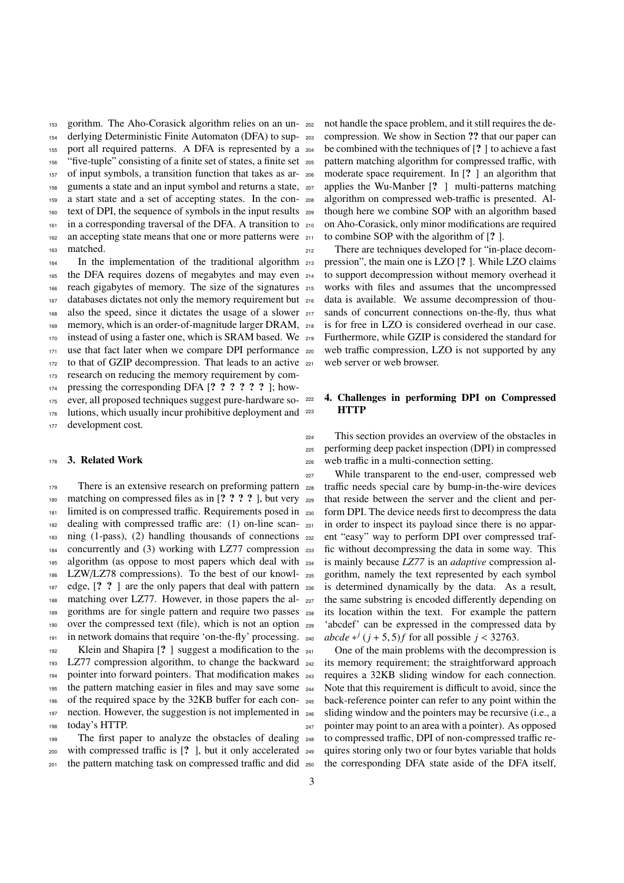gorithm. The Aho-Corasick algorithm relies on an underlying Deterministic Finite Automaton (DFA) to support all required patterns. A DFA is represented by a "five-tuple" consisting of a finite set of states, a finite set of input symbols, a transition function that takes as arguments a state and an input symbol and returns a state, a start state and a set of accepting states. In the context of DPI, the sequence of symbols in the input results in a corresponding traversal of the DFA. A transition to an accepting state means that one or more patterns were matched.

In the implementation of the traditional algorithm the DFA requires dozens of megabytes and may even reach gigabytes of memory. The size of the signatures databases dictates not only the memory requirement but also the speed, since it dictates the usage of a slower memory, which is an order-of-magnitude larger DRAM, instead of using a faster one, which is SRAM based. We use that fact later when we compare DPI performance to that of GZIP decompression. That leads to an active research on reducing the memory requirement by compressing the corresponding DFA [**? ? ? ? ? ? ?** ]; however, all proposed techniques suggest pure-hardware solutions, which usually incur prohibitive deployment and development cost.

## 3. Related Work

There is an extensive research on preforming pattern matching on compressed files as in [**? ? ? ?** ], but very limited is on compressed traffic. Requirements posed in dealing with compressed traffic are: (1) on-line scanning (1-pass), (2) handling thousands of connections concurrently and (3) working with LZ77 compression algorithm (as oppose to most papers which deal with LZW/LZ78 compressions). To the best of our knowledge, [**? ?** ] are the only papers that deal with pattern matching over LZ77. However, in those papers the algorithms are for single pattern and require two passes over the compressed text (file), which is not an option in network domains that require 'on-the-fly' processing.

Klein and Shapira [**?** ] suggest a modification to the LZ77 compression algorithm, to change the backward pointer into forward pointers. That modification makes the pattern matching easier in files and may save some of the required space by the 32KB buffer for each connection. However, the suggestion is not implemented in today's HTTP.

The first paper to analyze the obstacles of dealing with compressed traffic is [**?** ], but it only accelerated the pattern matching task on compressed traffic and did not handle the space problem, and it still requires the decompression. We show in Section **??** that our paper can be combined with the techniques of [**?** ] to achieve a fast pattern matching algorithm for compressed traffic, with moderate space requirement. In [**?** ] an algorithm that applies the Wu-Manber [**?** ] multi-patterns matching algorithm on compressed web-traffic is presented. Although here we combine SOP with an algorithm based on Aho-Corasick, only minor modifications are required to combine SOP with the algorithm of [**?** ].

There are techniques developed for "in-place decompression", the main one is LZO [**?** ]. While LZO claims to support decompression without memory overhead it works with files and assumes that the uncompressed data is available. We assume decompression of thousands of concurrent connections on-the-fly, thus what is for free in LZO is considered overhead in our case. Furthermore, while GZIP is considered the standard for web traffic compression, LZO is not supported by any web server or web browser.

## 4. Challenges in performing DPI on Compressed HTTP

This section provides an overview of the obstacles in performing deep packet inspection (DPI) in compressed web traffic in a multi-connection setting.

While transparent to the end-user, compressed web traffic needs special care by bump-in-the-wire devices that reside between the server and the client and perform DPI. The device needs first to decompress the data in order to inspect its payload since there is no apparent "easy" way to perform DPI over compressed traffic without decompressing the data in some way. This is mainly because *LZ77* is an *adaptive* compression algorithm, namely the text represented by each symbol is determined dynamically by the data. As a result, the same substring is encoded differently depending on its location within the text. For example the pattern 'abcdef' can be expressed in the compressed data by $abcde *^{j} (j+5,5) f$ for all possible $j < 32763$.

One of the main problems with the decompression is its memory requirement; the straightforward approach requires a 32KB sliding window for each connection. Note that this requirement is difficult to avoid, since the back-reference pointer can refer to any point within the sliding window and the pointers may be recursive (i.e., a pointer may point to an area with a pointer). As opposed to compressed traffic, DPI of non-compressed traffic requires storing only two or four bytes variable that holds the corresponding DFA state aside of the DFA itself,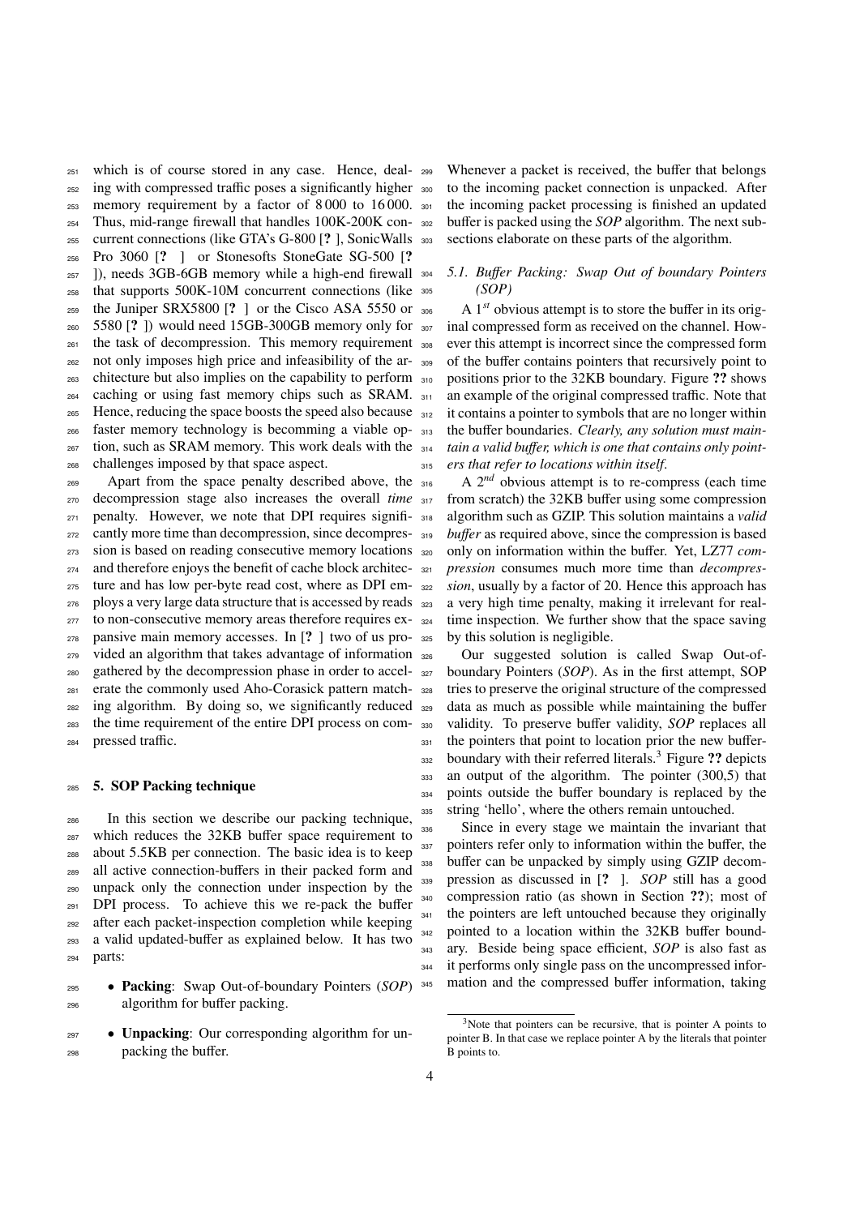which is of course stored in any case. Hence, dealing with compressed traffic poses a significantly higher memory requirement by a factor of 8 000 to 16 000. Thus, mid-range firewall that handles 100K-200K concurrent connections (like GTA's G-800 [? ], SonicWalls Pro 3060 [? ] or Stonesofts StoneGate SG-500 [? ]), needs 3GB-6GB memory while a high-end firewall that supports 500K-10M concurrent connections (like the Juniper SRX5800 [? ] or the Cisco ASA 5550 or 5580 [? ]) would need 15GB-300GB memory only for the task of decompression. This memory requirement not only imposes high price and infeasibility of the architecture but also implies on the capability to perform caching or using fast memory chips such as SRAM. Hence, reducing the space boosts the speed also because faster memory technology is becomming a viable option, such as SRAM memory. This work deals with the challenges imposed by that space aspect.

Apart from the space penalty described above, the decompression stage also increases the overall *time* penalty. However, we note that DPI requires significantly more time than decompression, since decompression is based on reading consecutive memory locations and therefore enjoys the benefit of cache block architecture and has low per-byte read cost, where as DPI employs a very large data structure that is accessed by reads to non-consecutive memory areas therefore requires expansive main memory accesses. In [? ] two of us provided an algorithm that takes advantage of information gathered by the decompression phase in order to accelerate the commonly used Aho-Corasick pattern matching algorithm. By doing so, we significantly reduced the time requirement of the entire DPI process on compressed traffic.

## 5. SOP Packing technique

In this section we describe our packing technique, which reduces the 32KB buffer space requirement to about 5.5KB per connection. The basic idea is to keep all active connection-buffers in their packed form and unpack only the connection under inspection by the DPI process. To achieve this we re-pack the buffer after each packet-inspection completion while keeping a valid updated-buffer as explained below. It has two parts:

- **Packing**: Swap Out-of-boundary Pointers (*SOP*) algorithm for buffer packing.
- **Unpacking**: Our corresponding algorithm for unpacking the buffer.

Whenever a packet is received, the buffer that belongs to the incoming packet connection is unpacked. After the incoming packet processing is finished an updated buffer is packed using the *SOP* algorithm. The next subsections elaborate on these parts of the algorithm.

### 5.1. Buffer Packing: Swap Out of boundary Pointers (SOP)

A $1^{st}$ obvious attempt is to store the buffer in its original compressed form as received on the channel. However this attempt is incorrect since the compressed form of the buffer contains pointers that recursively point to positions prior to the 32KB boundary. Figure ?? shows an example of the original compressed traffic. Note that it contains a pointer to symbols that are no longer within the buffer boundaries. *Clearly, any solution must maintain a valid buffer, which is one that contains only pointers that refer to locations within itself.*

A $2^{nd}$ obvious attempt is to re-compress (each time from scratch) the 32KB buffer using some compression algorithm such as GZIP. This solution maintains a *valid buffer* as required above, since the compression is based only on information within the buffer. Yet, LZ77 *compression* consumes much more time than *decompression*, usually by a factor of 20. Hence this approach has a very high time penalty, making it irrelevant for real-time inspection. We further show that the space saving by this solution is negligible.

Our suggested solution is called Swap Out-of-boundary Pointers (*SOP*). As in the first attempt, SOP tries to preserve the original structure of the compressed data as much as possible while maintaining the buffer validity. To preserve buffer validity, *SOP* replaces all the pointers that point to location prior the new buffer-boundary with their referred literals.[3] Figure ?? depicts an output of the algorithm. The pointer (300,5) that points outside the buffer boundary is replaced by the string 'hello', where the others remain untouched.

Since in every stage we maintain the invariant that pointers refer only to information within the buffer, the buffer can be unpacked by simply using GZIP decompression as discussed in [? ]. *SOP* still has a good compression ratio (as shown in Section ??); most of the pointers are left untouched because they originally pointed to a location within the 32KB buffer boundary. Beside being space efficient, *SOP* is also fast as it performs only single pass on the uncompressed information and the compressed buffer information, taking

[3] Note that pointers can be recursive, that is pointer A points to pointer B. In that case we replace pointer A by the literals that pointer B points to.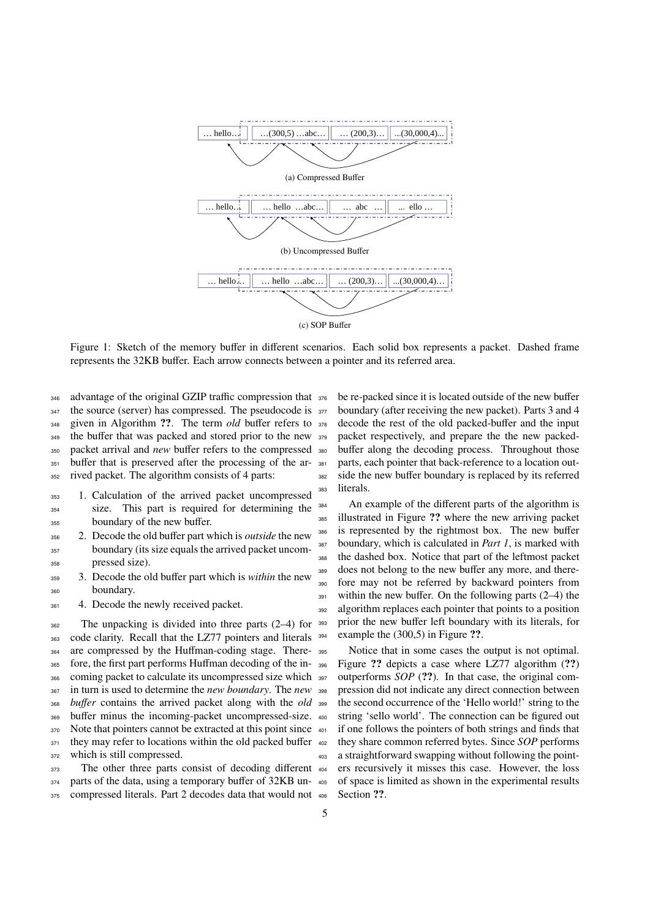Figure 1: Sketch of the memory buffer in different scenarios. Each solid box represents a packet. Dashed frame represents the 32KB buffer. Each arrow connects between a pointer and its referred area.

advantage of the original GZIP traffic compression that the source (server) has compressed. The pseudocode is given in Algorithm ??. The term *old* buffer refers to the buffer that was packed and stored prior to the new packet arrival and *new* buffer refers to the compressed buffer that is preserved after the processing of the arrived packet. The algorithm consists of 4 parts:

1. Calculation of the arrived packet uncompressed size. This part is required for determining the boundary of the new buffer.
2. Decode the old buffer part which is *outside* the new boundary (its size equals the arrived packet uncompressed size).
3. Decode the old buffer part which is *within* the new boundary.
4. Decode the newly received packet.

The unpacking is divided into three parts (2–4) for code clarity. Recall that the LZ77 pointers and literals are compressed by the Huffman-coding stage. Therefore, the first part performs Huffman decoding of the incoming packet to calculate its uncompressed size which in turn is used to determine the *new boundary*. The *new buffer* contains the arrived packet along with the *old* buffer minus the incoming-packet uncompressed-size. Note that pointers cannot be extracted at this point since they may refer to locations within the old packed buffer which is still compressed.

The other three parts consist of decoding different parts of the data, using a temporary buffer of 32KB uncompressed literals. Part 2 decodes data that would not be re-packed since it is located outside of the new buffer boundary (after receiving the new packet). Parts 3 and 4 decode the rest of the old packed-buffer and the input packet respectively, and prepare the the new packed-buffer along the decoding process. Throughout those parts, each pointer that back-reference to a location outside the new buffer boundary is replaced by its referred literals.

An example of the different parts of the algorithm is illustrated in Figure ?? where the new arriving packet is represented by the rightmost box. The new buffer boundary, which is calculated in *Part 1*, is marked with the dashed box. Notice that part of the leftmost packet does not belong to the new buffer any more, and therefore may not be referred by backward pointers from within the new buffer. On the following parts (2–4) the algorithm replaces each pointer that points to a position prior the new buffer left boundary with its literals, for example the (300,5) in Figure ??.

Notice that in some cases the output is not optimal. Figure ?? depicts a case where LZ77 algorithm (??) outperforms *SOP* (??). In that case, the original compression did not indicate any direct connection between the second occurrence of the 'Hello world!' string to the string 'sello world'. The connection can be figured out if one follows the pointers of both strings and finds that they share common referred bytes. Since *SOP* performs a straightforward swapping without following the pointers recursively it misses this case. However, the loss of space is limited as shown in the experimental results Section ??.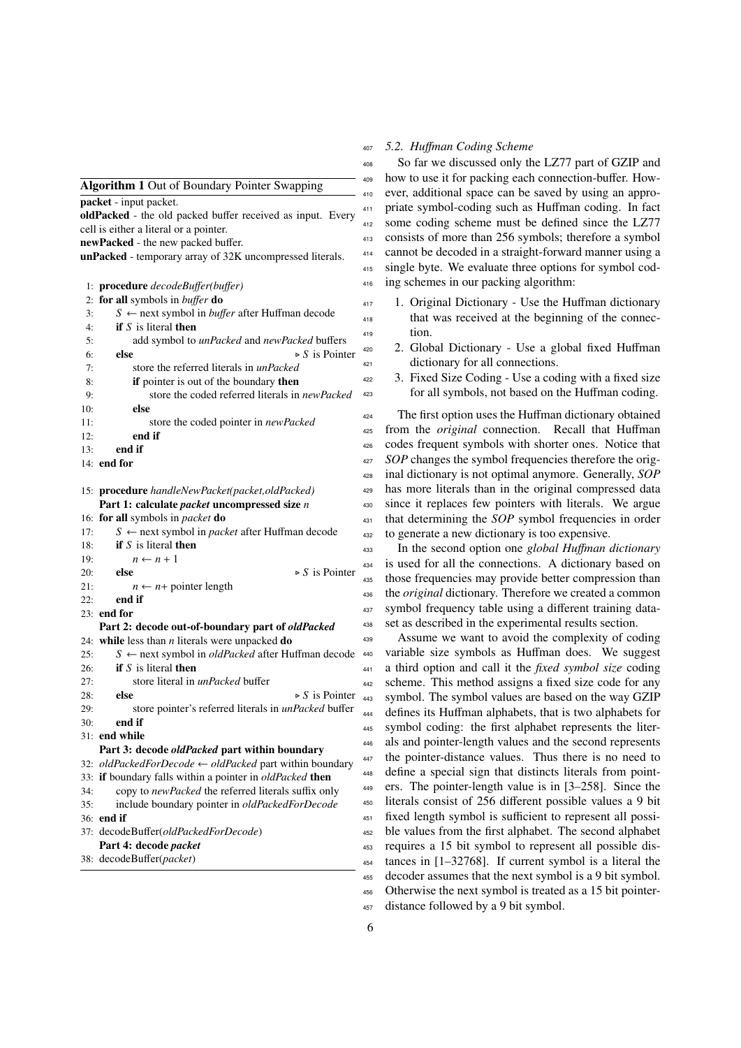**Algorithm 1** Out of Boundary Pointer Swapping

**packet** - input packet.
**oldPacked** - the old packed buffer received as input. Every cell is either a literal or a pointer.
**newPacked** - the new packed buffer.
**unPacked** - temporary array of 32K uncompressed literals.

```
1: procedure decodeBuffer(buffer)
2: for all symbols in buffer do
3:     S ← next symbol in buffer after Huffman decode
4:     if S is literal then
5:         add symbol to unPacked and newPacked buffers
6:     else                                         ▷ S is Pointer
7:         store the referred literals in unPacked
8:         if pointer is out of the boundary then
9:             store the coded referred literals in newPacked
10:        else
11:            store the coded pointer in newPacked
12:        end if
13:    end if
14: end for

15: procedure handleNewPacket(packet,oldPacked)
    Part 1: calculate packet uncompressed size n
16: for all symbols in packet do
17:     S ← next symbol in packet after Huffman decode
18:     if S is literal then
19:         n ← n + 1
20:     else                                         ▷ S is Pointer
21:         n ← n+ pointer length
22:     end if
23: end for
    Part 2: decode out-of-boundary part of oldPacked
24: while less than n literals were unpacked do
25:     S ← next symbol in oldPacked after Huffman decode
26:     if S is literal then
27:         store literal in unPacked buffer
28:     else                                         ▷ S is Pointer
29:         store pointer's referred literals in unPacked buffer
30:     end if
31: end while
    Part 3: decode oldPacked part within boundary
32: oldPackedForDecode ← oldPacked part within boundary
33: if boundary falls within a pointer in oldPacked then
34:     copy to newPacked the referred literals suffix only
35:     include boundary pointer in oldPackedForDecode
36: end if
37: decodeBuffer(oldPackedForDecode)
    Part 4: decode packet
38: decodeBuffer(packet)
```

### *5.2. Huffman Coding Scheme*

So far we discussed only the LZ77 part of GZIP and how to use it for packing each connection-buffer. However, additional space can be saved by using an appropriate symbol-coding such as Huffman coding. In fact some coding scheme must be defined since the LZ77 consists of more than 256 symbols; therefore a symbol cannot be decoded in a straight-forward manner using a single byte. We evaluate three options for symbol coding schemes in our packing algorithm:

1. Original Dictionary - Use the Huffman dictionary that was received at the beginning of the connection.
2. Global Dictionary - Use a global fixed Huffman dictionary for all connections.
3. Fixed Size Coding - Use a coding with a fixed size for all symbols, not based on the Huffman coding.

The first option uses the Huffman dictionary obtained from the *original* connection. Recall that Huffman codes frequent symbols with shorter ones. Notice that *SOP* changes the symbol frequencies therefore the original dictionary is not optimal anymore. Generally, *SOP* has more literals than in the original compressed data since it replaces few pointers with literals. We argue that determining the *SOP* symbol frequencies in order to generate a new dictionary is too expensive.

In the second option one *global Huffman dictionary* is used for all the connections. A dictionary based on those frequencies may provide better compression than the *original* dictionary. Therefore we created a common symbol frequency table using a different training data-set as described in the experimental results section.

Assume we want to avoid the complexity of coding variable size symbols as Huffman does. We suggest a third option and call it the *fixed symbol size* coding scheme. This method assigns a fixed size code for any symbol. The symbol values are based on the way GZIP defines its Huffman alphabets, that is two alphabets for symbol coding: the first alphabet represents the literals and pointer-length values and the second represents the pointer-distance values. Thus there is no need to define a special sign that distincts literals from pointers. The pointer-length value is in [3–258]. Since the literals consist of 256 different possible values a 9 bit fixed length symbol is sufficient to represent all possible values from the first alphabet. The second alphabet requires a 15 bit symbol to represent all possible distances in [1–32768]. If current symbol is a literal the decoder assumes that the next symbol is a 9 bit symbol. Otherwise the next symbol is treated as a 15 bit pointer-distance followed by a 9 bit symbol.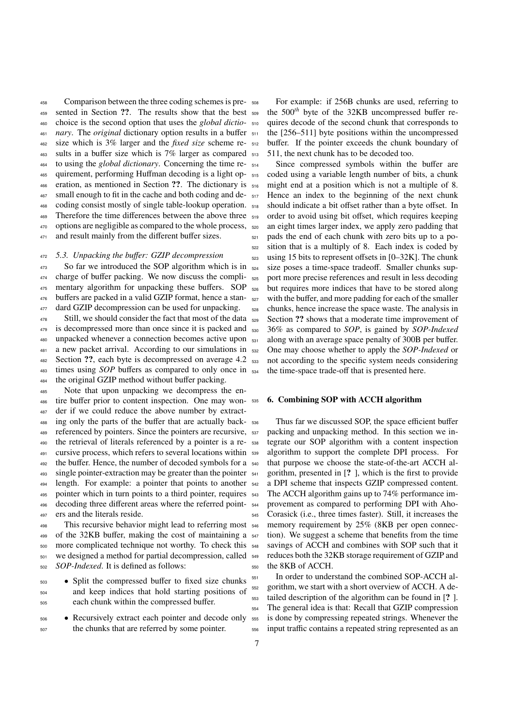Comparison between the three coding schemes is presented in Section ??. The results show that the best choice is the second option that uses the *global dictionary*. The *original* dictionary option results in a buffer size which is 3% larger and the *fixed size* scheme results in a buffer size which is 7% larger as compared to using the *global dictionary*. Concerning the time requirement, performing Huffman decoding is a light operation, as mentioned in Section ??. The dictionary is small enough to fit in the cache and both coding and decoding consist mostly of single table-lookup operation. Therefore the time differences between the above three options are negligible as compared to the whole process, and result mainly from the different buffer sizes.

### *5.3. Unpacking the buffer: GZIP decompression*

So far we introduced the SOP algorithm which is in charge of buffer packing. We now discuss the complimentary algorithm for unpacking these buffers. SOP buffers are packed in a valid GZIP format, hence a standard GZIP decompression can be used for unpacking.

Still, we should consider the fact that most of the data is decompressed more than once since it is packed and unpacked whenever a connection becomes active upon a new packet arrival. According to our simulations in Section ??, each byte is decompressed on average 4.2 times using *SOP* buffers as compared to only once in the original GZIP method without buffer packing.

Note that upon unpacking we decompress the entire buffer prior to content inspection. One may wonder if we could reduce the above number by extracting only the parts of the buffer that are actually back-referenced by pointers. Since the pointers are recursive, the retrieval of literals referenced by a pointer is a recursive process, which refers to several locations within the buffer. Hence, the number of decoded symbols for a single pointer-extraction may be greater than the pointer length. For example: a pointer that points to another pointer which in turn points to a third pointer, requires decoding three different areas where the referred pointers and the literals reside.

This recursive behavior might lead to referring most of the 32KB buffer, making the cost of maintaining a more complicated technique not worthy. To check this we designed a method for partial decompression, called *SOP-Indexed*. It is defined as follows:

- Split the compressed buffer to fixed size chunks and keep indices that hold starting positions of each chunk within the compressed buffer.
- Recursively extract each pointer and decode only the chunks that are referred by some pointer.

For example: if 256B chunks are used, referring to the $500^{th}$ byte of the 32KB uncompressed buffer requires decode of the second chunk that corresponds to the [256–511] byte positions within the uncompressed buffer. If the pointer exceeds the chunk boundary of 511, the next chunk has to be decoded too.

Since compressed symbols within the buffer are coded using a variable length number of bits, a chunk might end at a position which is not a multiple of 8. Hence an index to the beginning of the next chunk should indicate a bit offset rather than a byte offset. In order to avoid using bit offset, which requires keeping an eight times larger index, we apply zero padding that pads the end of each chunk with zero bits up to a position that is a multiply of 8. Each index is coded by using 15 bits to represent offsets in [0–32K]. The chunk size poses a time-space tradeoff. Smaller chunks support more precise references and result in less decoding but requires more indices that have to be stored along with the buffer, and more padding for each of the smaller chunks, hence increase the space waste. The analysis in Section ?? shows that a moderate time improvement of 36% as compared to *SOP*, is gained by *SOP-Indexed* along with an average space penalty of 300B per buffer. One may choose whether to apply the *SOP-Indexed* or not according to the specific system needs considering the time-space trade-off that is presented here.

## 6. Combining SOP with ACCH algorithm

Thus far we discussed SOP, the space efficient buffer packing and unpacking method. In this section we integrate our SOP algorithm with a content inspection algorithm to support the complete DPI process. For that purpose we choose the state-of-the-art ACCH algorithm, presented in [? ], which is the first to provide a DPI scheme that inspects GZIP compressed content. The ACCH algorithm gains up to 74% performance improvement as compared to performing DPI with Aho-Corasick (i.e., three times faster). Still, it increases the memory requirement by 25% (8KB per open connection). We suggest a scheme that benefits from the time savings of ACCH and combines with SOP such that it reduces both the 32KB storage requirement of GZIP and the 8KB of ACCH.

In order to understand the combined SOP-ACCH algorithm, we start with a short overview of ACCH. A detailed description of the algorithm can be found in [? ]. The general idea is that: Recall that GZIP compression is done by compressing repeated strings. Whenever the input traffic contains a repeated string represented as an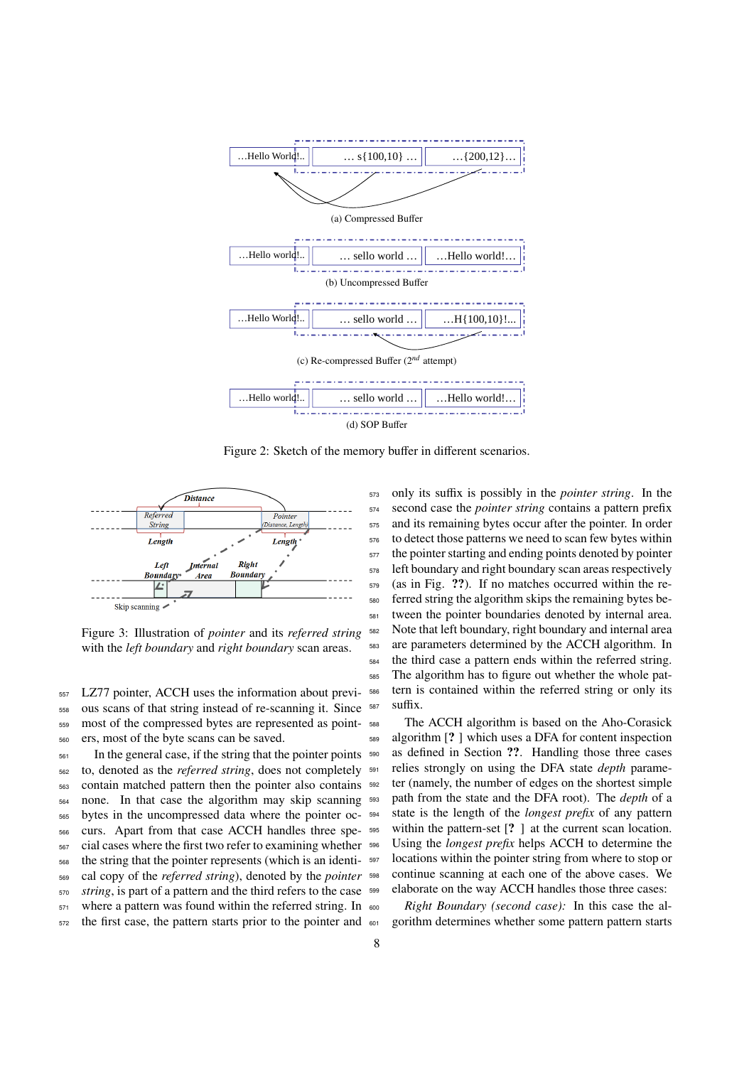…Hello World!..

… s{100,10} …

…{200,12}…

(a) Compressed Buffer

…Hello world!..

… sello world …

…Hello world!…

(b) Uncompressed Buffer

…Hello World!..

… sello world …

…H{100,10}!...

(c) Re-compressed Buffer ($2^{nd}$ attempt)

…Hello world!..

… sello world …

…Hello world!…

(d) SOP Buffer

Figure 2: Sketch of the memory buffer in different scenarios.

Distance

Referred String

Pointer (Distance, Length)

Length

Length

Left Boundary

Internal Area

Right Boundary

Skip scanning

Figure 3: Illustration of *pointer* and its *referred string* with the *left boundary* and *right boundary* scan areas.

LZ77 pointer, ACCH uses the information about previous scans of that string instead of re-scanning it. Since most of the compressed bytes are represented as pointers, most of the byte scans can be saved.

In the general case, if the string that the pointer points to, denoted as the *referred string*, does not completely contain matched pattern then the pointer also contains none. In that case the algorithm may skip scanning bytes in the uncompressed data where the pointer occurs. Apart from that case ACCH handles three special cases where the first two refer to examining whether the string that the pointer represents (which is an identical copy of the *referred string*), denoted by the *pointer string*, is part of a pattern and the third refers to the case where a pattern was found within the referred string. In the first case, the pattern starts prior to the pointer and only its suffix is possibly in the *pointer string*. In the second case the *pointer string* contains a pattern prefix and its remaining bytes occur after the pointer. In order to detect those patterns we need to scan few bytes within the pointer starting and ending points denoted by pointer left boundary and right boundary scan areas respectively (as in Fig. **??**). If no matches occurred within the referred string the algorithm skips the remaining bytes between the pointer boundaries denoted by internal area. Note that left boundary, right boundary and internal area are parameters determined by the ACCH algorithm. In the third case a pattern ends within the referred string. The algorithm has to figure out whether the whole pattern is contained within the referred string or only its suffix.

The ACCH algorithm is based on the Aho-Corasick algorithm [**?** ] which uses a DFA for content inspection as defined in Section **??**. Handling those three cases relies strongly on using the DFA state *depth* parameter (namely, the number of edges on the shortest simple path from the state and the DFA root). The *depth* of a state is the length of the *longest prefix* of any pattern within the pattern-set [**?** ] at the current scan location. Using the *longest prefix* helps ACCH to determine the locations within the pointer string from where to stop or continue scanning at each one of the above cases. We elaborate on the way ACCH handles those three cases:

*Right Boundary (second case):* In this case the algorithm determines whether some pattern pattern starts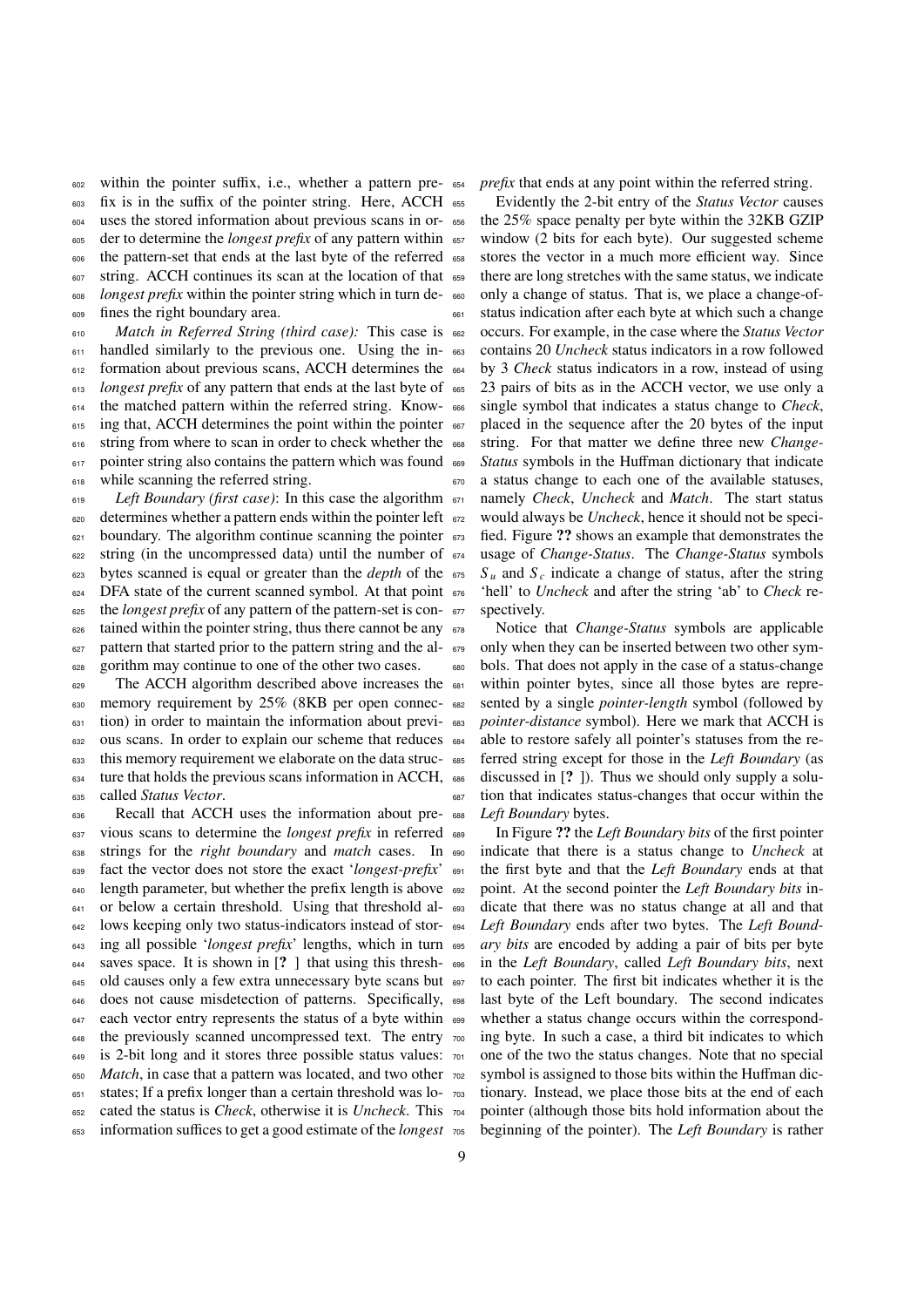within the pointer suffix, i.e., whether a pattern prefix is in the suffix of the pointer string. Here, ACCH uses the stored information about previous scans in order to determine the *longest prefix* of any pattern within the pattern-set that ends at the last byte of the referred string. ACCH continues its scan at the location of that *longest prefix* within the pointer string which in turn defines the right boundary area.

*Match in Referred String (third case):* This case is handled similarly to the previous one. Using the information about previous scans, ACCH determines the *longest prefix* of any pattern that ends at the last byte of the matched pattern within the referred string. Knowing that, ACCH determines the point within the pointer string from where to scan in order to check whether the pointer string also contains the pattern which was found while scanning the referred string.

*Left Boundary (first case)*: In this case the algorithm determines whether a pattern ends within the pointer left boundary. The algorithm continue scanning the pointer string (in the uncompressed data) until the number of bytes scanned is equal or greater than the *depth* of the DFA state of the current scanned symbol. At that point the *longest prefix* of any pattern of the pattern-set is contained within the pointer string, thus there cannot be any pattern that started prior to the pattern string and the algorithm may continue to one of the other two cases.

The ACCH algorithm described above increases the memory requirement by 25% (8KB per open connection) in order to maintain the information about previous scans. In order to explain our scheme that reduces this memory requirement we elaborate on the data structure that holds the previous scans information in ACCH, called *Status Vector*.

Recall that ACCH uses the information about previous scans to determine the *longest prefix* in referred strings for the *right boundary* and *match* cases. In fact the vector does not store the exact '*longest-prefix*' length parameter, but whether the prefix length is above or below a certain threshold. Using that threshold allows keeping only two status-indicators instead of storing all possible '*longest prefix*' lengths, which in turn saves space. It is shown in [? ] that using this threshold causes only a few extra unnecessary byte scans but does not cause misdetection of patterns. Specifically, each vector entry represents the status of a byte within the previously scanned uncompressed text. The entry is 2-bit long and it stores three possible status values: *Match*, in case that a pattern was located, and two other states; If a prefix longer than a certain threshold was located the status is *Check*, otherwise it is *Uncheck*. This information suffices to get a good estimate of the *longest prefix* that ends at any point within the referred string.

Evidently the 2-bit entry of the *Status Vector* causes the 25% space penalty per byte within the 32KB GZIP window (2 bits for each byte). Our suggested scheme stores the vector in a much more efficient way. Since there are long stretches with the same status, we indicate only a change of status. That is, we place a change-of-status indication after each byte at which such a change occurs. For example, in the case where the *Status Vector* contains 20 *Uncheck* status indicators in a row followed by 3 *Check* status indicators in a row, instead of using 23 pairs of bits as in the ACCH vector, we use only a single symbol that indicates a status change to *Check*, placed in the sequence after the 20 bytes of the input string. For that matter we define three new *Change-Status* symbols in the Huffman dictionary that indicate a status change to each one of the available statuses, namely *Check*, *Uncheck* and *Match*. The start status would always be *Uncheck*, hence it should not be specified. Figure ?? shows an example that demonstrates the usage of *Change-Status*. The *Change-Status* symbols $S_u$ and $S_c$ indicate a change of status, after the string 'hell' to *Uncheck* and after the string 'ab' to *Check* respectively.

Notice that *Change-Status* symbols are applicable only when they can be inserted between two other symbols. That does not apply in the case of a status-change within pointer bytes, since all those bytes are represented by a single *pointer-length* symbol (followed by *pointer-distance* symbol). Here we mark that ACCH is able to restore safely all pointer's statuses from the referred string except for those in the *Left Boundary* (as discussed in [? ]). Thus we should only supply a solution that indicates status-changes that occur within the *Left Boundary* bytes.

In Figure ?? the *Left Boundary bits* of the first pointer indicate that there is a status change to *Uncheck* at the first byte and that the *Left Boundary* ends at that point. At the second pointer the *Left Boundary bits* indicate that there was no status change at all and that *Left Boundary* ends after two bytes. The *Left Boundary bits* are encoded by adding a pair of bits per byte in the *Left Boundary*, called *Left Boundary bits*, next to each pointer. The first bit indicates whether it is the last byte of the Left boundary. The second indicates whether a status change occurs within the corresponding byte. In such a case, a third bit indicates to which one of the two the status changes. Note that no special symbol is assigned to those bits within the Huffman dictionary. Instead, we place those bits at the end of each pointer (although those bits hold information about the beginning of the pointer). The *Left Boundary* is rather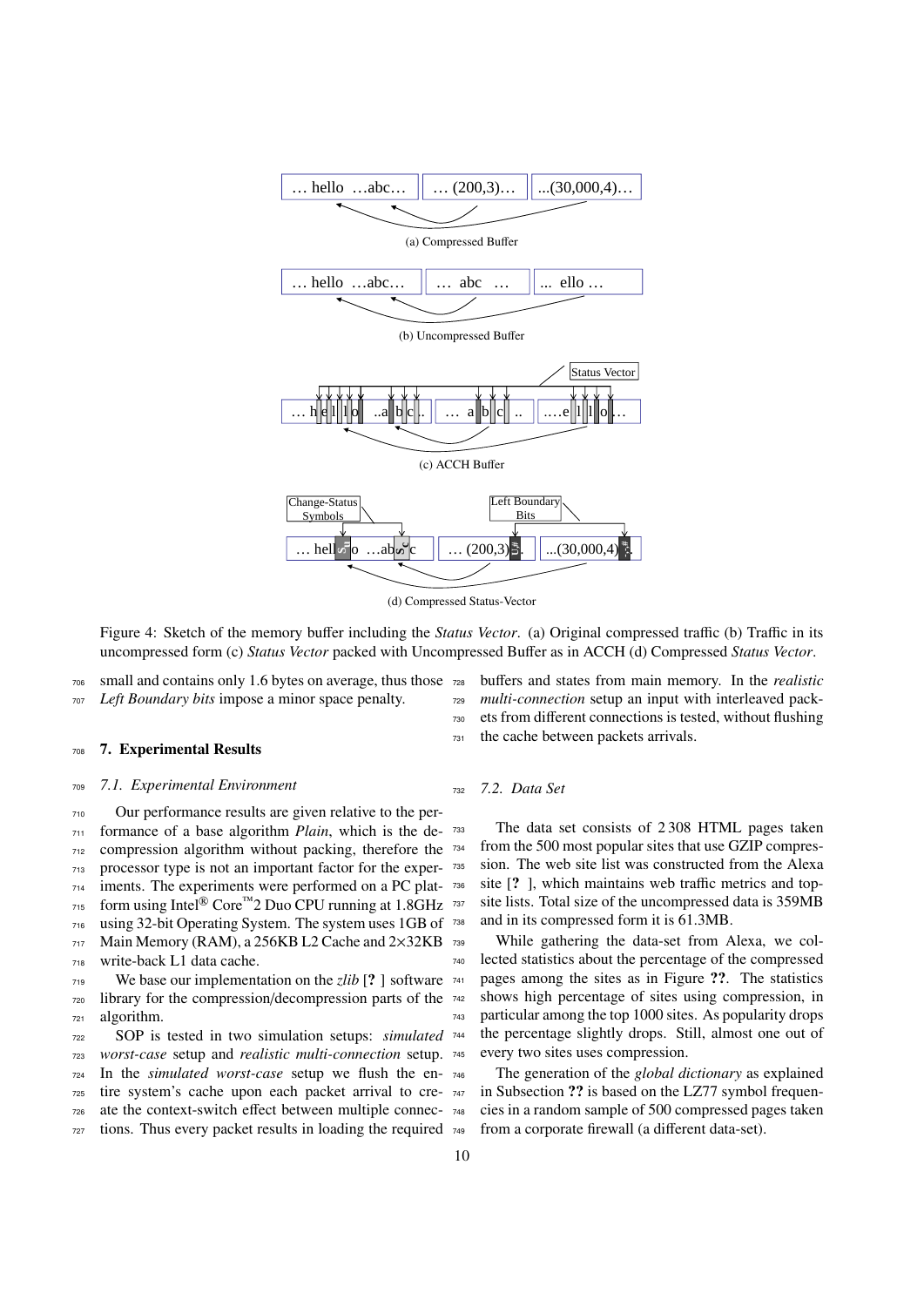Figure 4: Sketch of the memory buffer including the *Status Vector*. (a) Original compressed traffic (b) Traffic in its uncompressed form (c) *Status Vector* packed with Uncompressed Buffer as in ACCH (d) Compressed *Status Vector*.

small and contains only 1.6 bytes on average, thus those *Left Boundary bits* impose a minor space penalty.

## 7. Experimental Results

### 7.1. Experimental Environment

Our performance results are given relative to the performance of a base algorithm *Plain*, which is the decompression algorithm without packing, therefore the processor type is not an important factor for the experiments. The experiments were performed on a PC platform using Intel® Core™2 Duo CPU running at 1.8GHz using 32-bit Operating System. The system uses 1GB of Main Memory (RAM), a 256KB L2 Cache and 2×32KB write-back L1 data cache.

We base our implementation on the *zlib* [? ] software library for the compression/decompression parts of the algorithm.

SOP is tested in two simulation setups: *simulated worst-case* setup and *realistic multi-connection* setup. In the *simulated worst-case* setup we flush the entire system's cache upon each packet arrival to create the context-switch effect between multiple connections. Thus every packet results in loading the required buffers and states from main memory. In the *realistic multi-connection* setup an input with interleaved packets from different connections is tested, without flushing the cache between packets arrivals.

### 7.2. Data Set

The data set consists of 2 308 HTML pages taken from the 500 most popular sites that use GZIP compression. The web site list was constructed from the Alexa site [? ], which maintains web traffic metrics and top-site lists. Total size of the uncompressed data is 359MB and in its compressed form it is 61.3MB.

While gathering the data-set from Alexa, we collected statistics about the percentage of the compressed pages among the sites as in Figure **??**. The statistics shows high percentage of sites using compression, in particular among the top 1000 sites. As popularity drops the percentage slightly drops. Still, almost one out of every two sites uses compression.

The generation of the *global dictionary* as explained in Subsection **??** is based on the LZ77 symbol frequencies in a random sample of 500 compressed pages taken from a corporate firewall (a different data-set).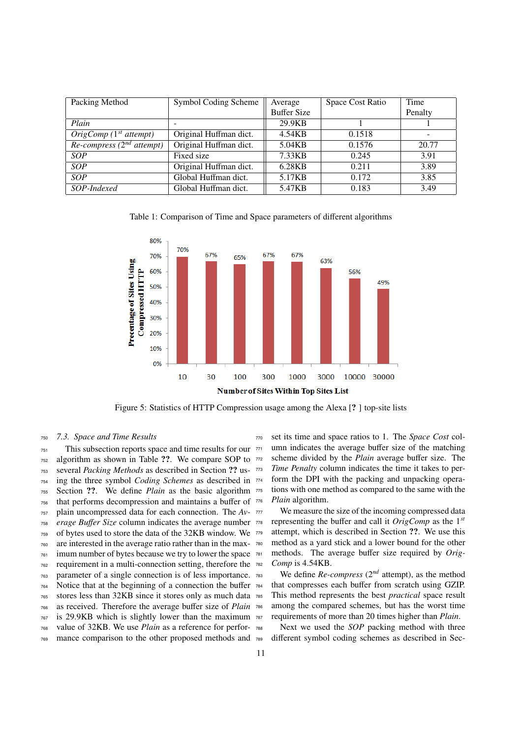| Packing Method | Symbol Coding Scheme | Average Buffer Size | Space Cost Ratio | Time Penalty |
|---|---|---|---|---|
| *Plain* | - | 29.9KB | 1 | 1 |
| *OrigComp (1st attempt)* | Original Huffman dict. | 4.54KB | 0.1518 | - |
| *Re-compress (2nd attempt)* | Original Huffman dict. | 5.04KB | 0.1576 | 20.77 |
| *SOP* | Fixed size | 7.33KB | 0.245 | 3.91 |
| *SOP* | Original Huffman dict. | 6.28KB | 0.211 | 3.89 |
| *SOP* | Global Huffman dict. | 5.17KB | 0.172 | 3.85 |
| *SOP-Indexed* | Global Huffman dict. | 5.47KB | 0.183 | 3.49 |

Table 1: Comparison of Time and Space parameters of different algorithms

Figure 5: Statistics of HTTP Compression usage among the Alexa [?] top-site lists

### 7.3. Space and Time Results

This subsection reports space and time results for our algorithm as shown in Table ??. We compare SOP to several *Packing Methods* as described in Section ?? using the three symbol *Coding Schemes* as described in Section ??. We define *Plain* as the basic algorithm that performs decompression and maintains a buffer of plain uncompressed data for each connection. The *Average Buffer Size* column indicates the average number of bytes used to store the data of the 32KB window. We are interested in the average ratio rather than in the maximum number of bytes because we try to lower the space requirement in a multi-connection setting, therefore the parameter of a single connection is of less importance. Notice that at the beginning of a connection the buffer stores less than 32KB since it stores only as much data as received. Therefore the average buffer size of *Plain* is 29.9KB which is slightly lower than the maximum value of 32KB. We use *Plain* as a reference for performance comparison to the other proposed methods and set its time and space ratios to 1. The *Space Cost* column indicates the average buffer size of the matching scheme divided by the *Plain* average buffer size. The *Time Penalty* column indicates the time it takes to perform the DPI with the packing and unpacking operations with one method as compared to the same with the *Plain* algorithm.

We measure the size of the incoming compressed data representing the buffer and call it *OrigComp* as the 1st attempt, which is described in Section ??. We use this method as a yard stick and a lower bound for the other methods. The average buffer size required by *OrigComp* is 4.54KB.

We define *Re-compress* (2nd attempt), as the method that compresses each buffer from scratch using GZIP. This method represents the best *practical* space result among the compared schemes, but has the worst time requirements of more than 20 times higher than *Plain*.

Next we used the *SOP* packing method with three different symbol coding schemes as described in Sec-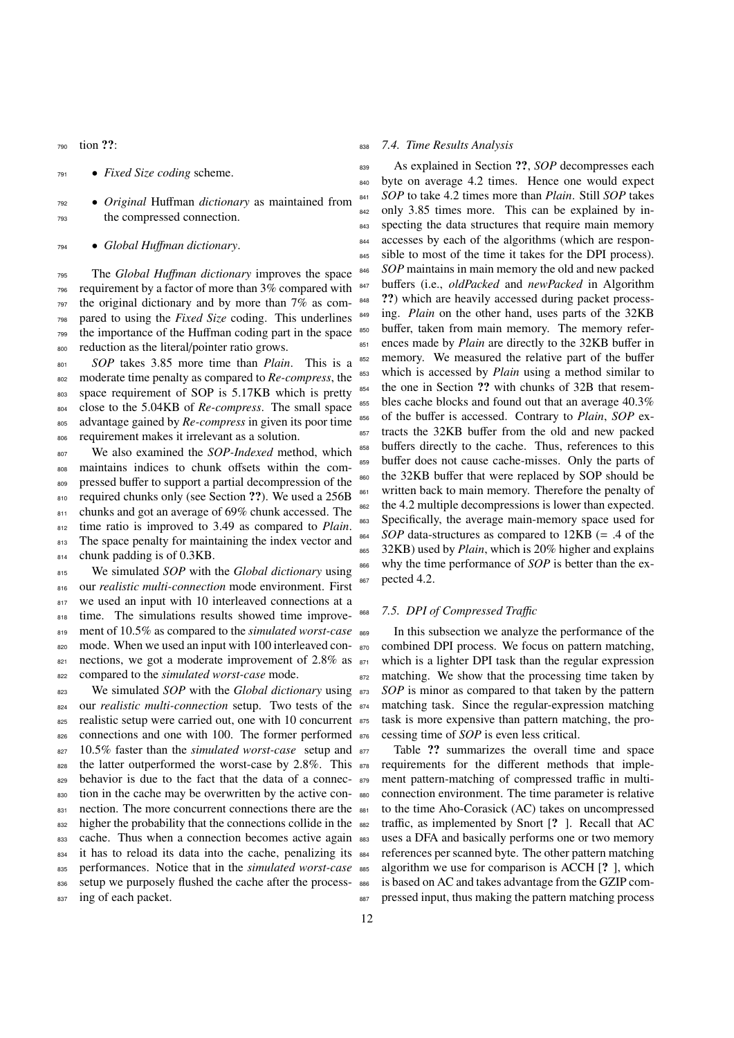tion ??:

- *Fixed Size coding* scheme.
- *Original* Huffman *dictionary* as maintained from the compressed connection.
- *Global Huffman dictionary*.

The *Global Huffman dictionary* improves the space requirement by a factor of more than 3% compared with the original dictionary and by more than 7% as compared to using the *Fixed Size* coding. This underlines the importance of the Huffman coding part in the space reduction as the literal/pointer ratio grows.

*SOP* takes 3.85 more time than *Plain*. This is a moderate time penalty as compared to *Re-compress*, the space requirement of SOP is 5.17KB which is pretty close to the 5.04KB of *Re-compress*. The small space advantage gained by *Re-compress* in given its poor time requirement makes it irrelevant as a solution.

We also examined the *SOP-Indexed* method, which maintains indices to chunk offsets within the compressed buffer to support a partial decompression of the required chunks only (see Section ??). We used a 256B chunks and got an average of 69% chunk accessed. The time ratio is improved to 3.49 as compared to *Plain*. The space penalty for maintaining the index vector and chunk padding is of 0.3KB.

We simulated *SOP* with the *Global dictionary* using our *realistic multi-connection* mode environment. First we used an input with 10 interleaved connections at a time. The simulations results showed time improvement of 10.5% as compared to the *simulated worst-case* mode. When we used an input with 100 interleaved connections, we got a moderate improvement of 2.8% as compared to the *simulated worst-case* mode.

We simulated *SOP* with the *Global dictionary* using our *realistic multi-connection* setup. Two tests of the realistic setup were carried out, one with 10 concurrent connections and one with 100. The former performed 10.5% faster than the *simulated worst-case* setup and the latter outperformed the worst-case by 2.8%. This behavior is due to the fact that the data of a connection in the cache may be overwritten by the active connection. The more concurrent connections there are the higher the probability that the connections collide in the cache. Thus when a connection becomes active again it has to reload its data into the cache, penalizing its performances. Notice that in the *simulated worst-case* setup we purposely flushed the cache after the processing of each packet.

### *7.4. Time Results Analysis*

As explained in Section ??, *SOP* decompresses each byte on average 4.2 times. Hence one would expect *SOP* to take 4.2 times more than *Plain*. Still *SOP* takes only 3.85 times more. This can be explained by inspecting the data structures that require main memory accesses by each of the algorithms (which are responsible to most of the time it takes for the DPI process). *SOP* maintains in main memory the old and new packed buffers (i.e., *oldPacked* and *newPacked* in Algorithm ??) which are heavily accessed during packet processing. *Plain* on the other hand, uses parts of the 32KB buffer, taken from main memory. The memory references made by *Plain* are directly to the 32KB buffer in memory. We measured the relative part of the buffer which is accessed by *Plain* using a method similar to the one in Section ?? with chunks of 32B that resembles cache blocks and found out that an average 40.3% of the buffer is accessed. Contrary to *Plain*, *SOP* extracts the 32KB buffer from the old and new packed buffers directly to the cache. Thus, references to this buffer does not cause cache-misses. Only the parts of the 32KB buffer that were replaced by SOP should be written back to main memory. Therefore the penalty of the 4.2 multiple decompressions is lower than expected. Specifically, the average main-memory space used for *SOP* data-structures as compared to 12KB (= .4 of the 32KB) used by *Plain*, which is 20% higher and explains why the time performance of *SOP* is better than the expected 4.2.

### *7.5. DPI of Compressed Traffic*

In this subsection we analyze the performance of the combined DPI process. We focus on pattern matching, which is a lighter DPI task than the regular expression matching. We show that the processing time taken by *SOP* is minor as compared to that taken by the pattern matching task. Since the regular-expression matching task is more expensive than pattern matching, the processing time of *SOP* is even less critical.

Table ?? summarizes the overall time and space requirements for the different methods that implement pattern-matching of compressed traffic in multi-connection environment. The time parameter is relative to the time Aho-Corasick (AC) takes on uncompressed traffic, as implemented by Snort [? ]. Recall that AC uses a DFA and basically performs one or two memory references per scanned byte. The other pattern matching algorithm we use for comparison is ACCH [? ], which is based on AC and takes advantage from the GZIP compressed input, thus making the pattern matching process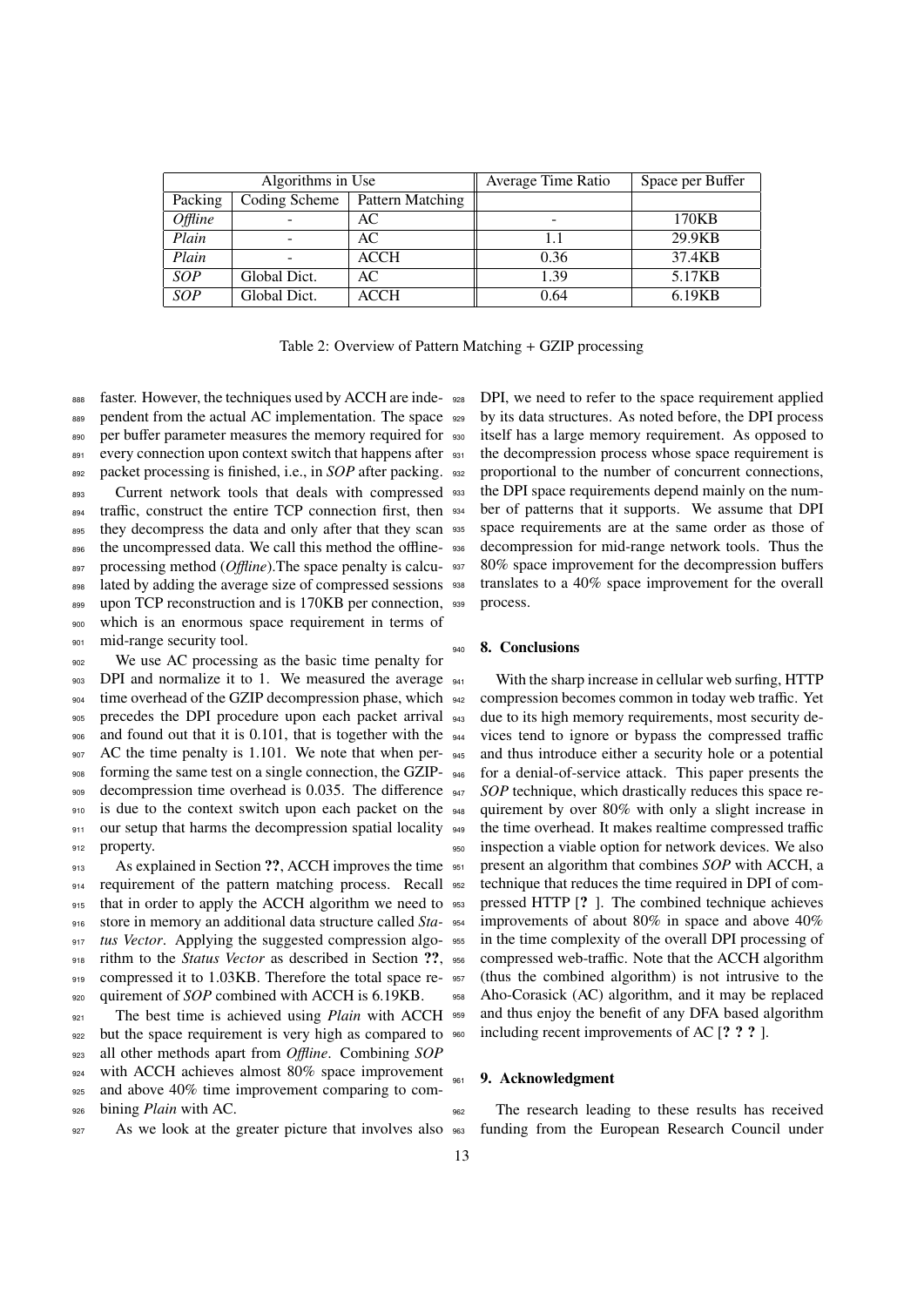| Algorithms in Use | | | Average Time Ratio | Space per Buffer |
|---|---|---|---|---|
| Packing | Coding Scheme | Pattern Matching | | |
| *Offline* | - | AC | - | 170KB |
| *Plain* | - | AC | 1.1 | 29.9KB |
| *Plain* | - | ACCH | 0.36 | 37.4KB |
| *SOP* | Global Dict. | AC | 1.39 | 5.17KB |
| *SOP* | Global Dict. | ACCH | 0.64 | 6.19KB |

Table 2: Overview of Pattern Matching + GZIP processing

faster. However, the techniques used by ACCH are independent from the actual AC implementation. The space per buffer parameter measures the memory required for every connection upon context switch that happens after packet processing is finished, i.e., in *SOP* after packing.

Current network tools that deals with compressed traffic, construct the entire TCP connection first, then they decompress the data and only after that they scan the uncompressed data. We call this method the offline-processing method (*Offline*).The space penalty is calculated by adding the average size of compressed sessions upon TCP reconstruction and is 170KB per connection, which is an enormous space requirement in terms of mid-range security tool.

We use AC processing as the basic time penalty for DPI and normalize it to 1. We measured the average time overhead of the GZIP decompression phase, which precedes the DPI procedure upon each packet arrival and found out that it is 0.101, that is together with the AC the time penalty is 1.101. We note that when performing the same test on a single connection, the GZIP-decompression time overhead is 0.035. The difference is due to the context switch upon each packet on the our setup that harms the decompression spatial locality property.

As explained in Section **??**, ACCH improves the time requirement of the pattern matching process. Recall that in order to apply the ACCH algorithm we need to store in memory an additional data structure called *Status Vector*. Applying the suggested compression algorithm to the *Status Vector* as described in Section **??**, compressed it to 1.03KB. Therefore the total space requirement of *SOP* combined with ACCH is 6.19KB.

The best time is achieved using *Plain* with ACCH but the space requirement is very high as compared to all other methods apart from *Offline*. Combining *SOP* with ACCH achieves almost 80% space improvement and above 40% time improvement comparing to combining *Plain* with AC.

As we look at the greater picture that involves also DPI, we need to refer to the space requirement applied by its data structures. As noted before, the DPI process itself has a large memory requirement. As opposed to the decompression process whose space requirement is proportional to the number of concurrent connections, the DPI space requirements depend mainly on the number of patterns that it supports. We assume that DPI space requirements are at the same order as those of decompression for mid-range network tools. Thus the 80% space improvement for the decompression buffers translates to a 40% space improvement for the overall process.

## 8. Conclusions

With the sharp increase in cellular web surfing, HTTP compression becomes common in today web traffic. Yet due to its high memory requirements, most security devices tend to ignore or bypass the compressed traffic and thus introduce either a security hole or a potential for a denial-of-service attack. This paper presents the *SOP* technique, which drastically reduces this space requirement by over 80% with only a slight increase in the time overhead. It makes realtime compressed traffic inspection a viable option for network devices. We also present an algorithm that combines *SOP* with ACCH, a technique that reduces the time required in DPI of compressed HTTP [**?** ]. The combined technique achieves improvements of about 80% in space and above 40% in the time complexity of the overall DPI processing of compressed web-traffic. Note that the ACCH algorithm (thus the combined algorithm) is not intrusive to the Aho-Corasick (AC) algorithm, and it may be replaced and thus enjoy the benefit of any DFA based algorithm including recent improvements of AC [**? ? ?** ].

## 9. Acknowledgment

The research leading to these results has received funding from the European Research Council under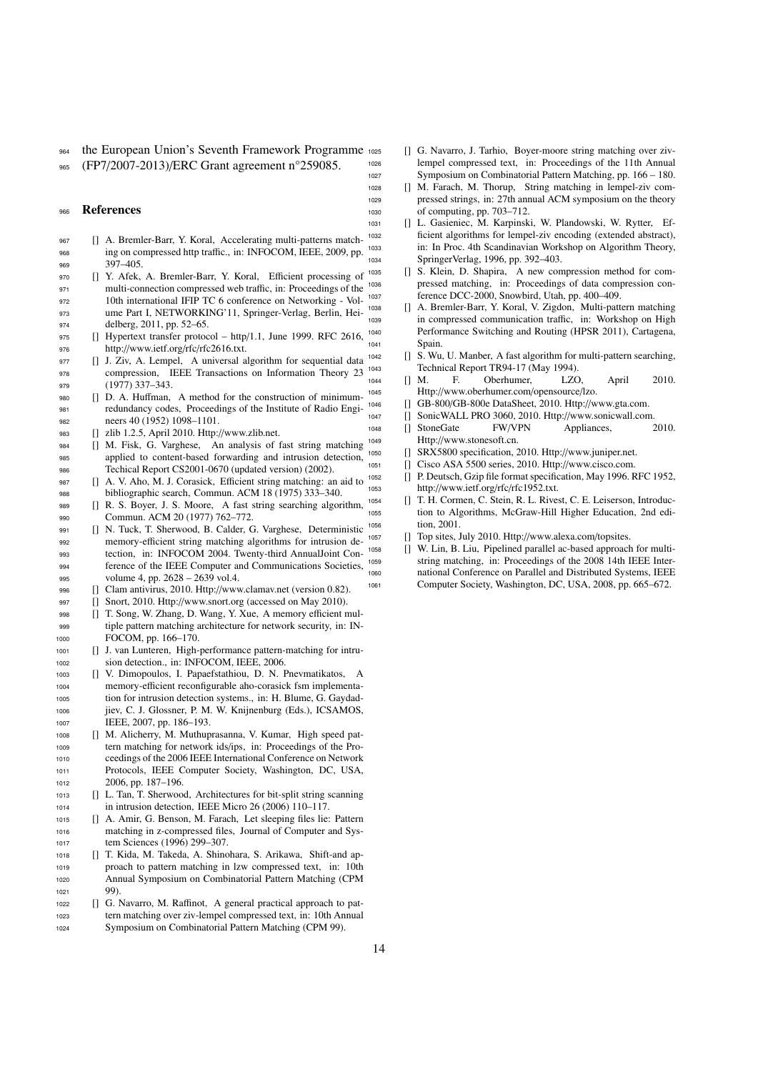the European Union's Seventh Framework Programme (FP7/2007-2013)/ERC Grant agreement n°259085.

## References

[] A. Bremler-Barr, Y. Koral, Accelerating multi-patterns matching on compressed http traffic., in: INFOCOM, IEEE, 2009, pp. 397–405.

[] Y. Afek, A. Bremler-Barr, Y. Koral, Efficient processing of multi-connection compressed web traffic, in: Proceedings of the 10th international IFIP TC 6 conference on Networking - Volume Part I, NETWORKING'11, Springer-Verlag, Berlin, Heidelberg, 2011, pp. 52–65.

[] Hypertext transfer protocol – http/1.1, June 1999. RFC 2616, http://www.ietf.org/rfc/rfc2616.txt.

[] J. Ziv, A. Lempel, A universal algorithm for sequential data compression, IEEE Transactions on Information Theory 23 (1977) 337–343.

[] D. A. Huffman, A method for the construction of minimum-redundancy codes, Proceedings of the Institute of Radio Engineers 40 (1952) 1098–1101.

[] zlib 1.2.5, April 2010. Http://www.zlib.net.

[] M. Fisk, G. Varghese, An analysis of fast string matching applied to content-based forwarding and intrusion detection, Techical Report CS2001-0670 (updated version) (2002).

[] A. V. Aho, M. J. Corasick, Efficient string matching: an aid to bibliographic search, Commun. ACM 18 (1975) 333–340.

[] R. S. Boyer, J. S. Moore, A fast string searching algorithm, Commun. ACM 20 (1977) 762–772.

[] N. Tuck, T. Sherwood, B. Calder, G. Varghese, Deterministic memory-efficient string matching algorithms for intrusion detection, in: INFOCOM 2004. Twenty-third AnnualJoint Conference of the IEEE Computer and Communications Societies, volume 4, pp. 2628 – 2639 vol.4.

[] Clam antivirus, 2010. Http://www.clamav.net (version 0.82).

[] Snort, 2010. Http://www.snort.org (accessed on May 2010).

[] T. Song, W. Zhang, D. Wang, Y. Xue, A memory efficient multiple pattern matching architecture for network security, in: INFOCOM, pp. 166–170.

[] J. van Lunteren, High-performance pattern-matching for intrusion detection., in: INFOCOM, IEEE, 2006.

[] V. Dimopoulos, I. Papaefstathiou, D. N. Pnevmatikatos, A memory-efficient reconfigurable aho-corasick fsm implementation for intrusion detection systems., in: H. Blume, G. Gaydadjiev, C. J. Glossner, P. M. W. Knijnenburg (Eds.), ICSAMOS, IEEE, 2007, pp. 186–193.

[] M. Alicherry, M. Muthuprasanna, V. Kumar, High speed pattern matching for network ids/ips, in: Proceedings of the Proceedings of the 2006 IEEE International Conference on Network Protocols, IEEE Computer Society, Washington, DC, USA, 2006, pp. 187–196.

[] L. Tan, T. Sherwood, Architectures for bit-split string scanning in intrusion detection, IEEE Micro 26 (2006) 110–117.

[] A. Amir, G. Benson, M. Farach, Let sleeping files lie: Pattern matching in z-compressed files, Journal of Computer and System Sciences (1996) 299–307.

[] T. Kida, M. Takeda, A. Shinohara, S. Arikawa, Shift-and approach to pattern matching in lzw compressed text, in: 10th Annual Symposium on Combinatorial Pattern Matching (CPM 99).

[] G. Navarro, M. Raffinot, A general practical approach to pattern matching over ziv-lempel compressed text, in: 10th Annual Symposium on Combinatorial Pattern Matching (CPM 99).

[] G. Navarro, J. Tarhio, Boyer-moore string matching over ziv-lempel compressed text, in: Proceedings of the 11th Annual Symposium on Combinatorial Pattern Matching, pp. 166 – 180.

[] M. Farach, M. Thorup, String matching in lempel-ziv compressed strings, in: 27th annual ACM symposium on the theory of computing, pp. 703–712.

[] L. Gasieniec, M. Karpinski, W. Plandowski, W. Rytter, Efficient algorithms for lempel-ziv encoding (extended abstract), in: In Proc. 4th Scandinavian Workshop on Algorithm Theory, SpringerVerlag, 1996, pp. 392–403.

[] S. Klein, D. Shapira, A new compression method for compressed matching, in: Proceedings of data compression conference DCC-2000, Snowbird, Utah, pp. 400–409.

[] A. Bremler-Barr, Y. Koral, V. Zigdon, Multi-pattern matching in compressed communication traffic, in: Workshop on High Performance Switching and Routing (HPSR 2011), Cartagena, Spain.

[] S. Wu, U. Manber, A fast algorithm for multi-pattern searching, Technical Report TR94-17 (May 1994).

[] M. F. Oberhumer, LZO, April 2010. Http://www.oberhumer.com/opensource/lzo.

[] GB-800/GB-800e DataSheet, 2010. Http://www.gta.com.

[] SonicWALL PRO 3060, 2010. Http://www.sonicwall.com.

[] StoneGate FW/VPN Appliances, 2010. Http://www.stonesoft.cn.

[] SRX5800 specification, 2010. Http://www.juniper.net.

[] Cisco ASA 5500 series, 2010. Http://www.cisco.com.

[] P. Deutsch, Gzip file format specification, May 1996. RFC 1952, http://www.ietf.org/rfc/rfc1952.txt.

[] T. H. Cormen, C. Stein, R. L. Rivest, C. E. Leiserson, Introduction to Algorithms, McGraw-Hill Higher Education, 2nd edition, 2001.

[] Top sites, July 2010. Http://www.alexa.com/topsites.

[] W. Lin, B. Liu, Pipelined parallel ac-based approach for multi-string matching, in: Proceedings of the 2008 14th IEEE International Conference on Parallel and Distributed Systems, IEEE Computer Society, Washington, DC, USA, 2008, pp. 665–672.